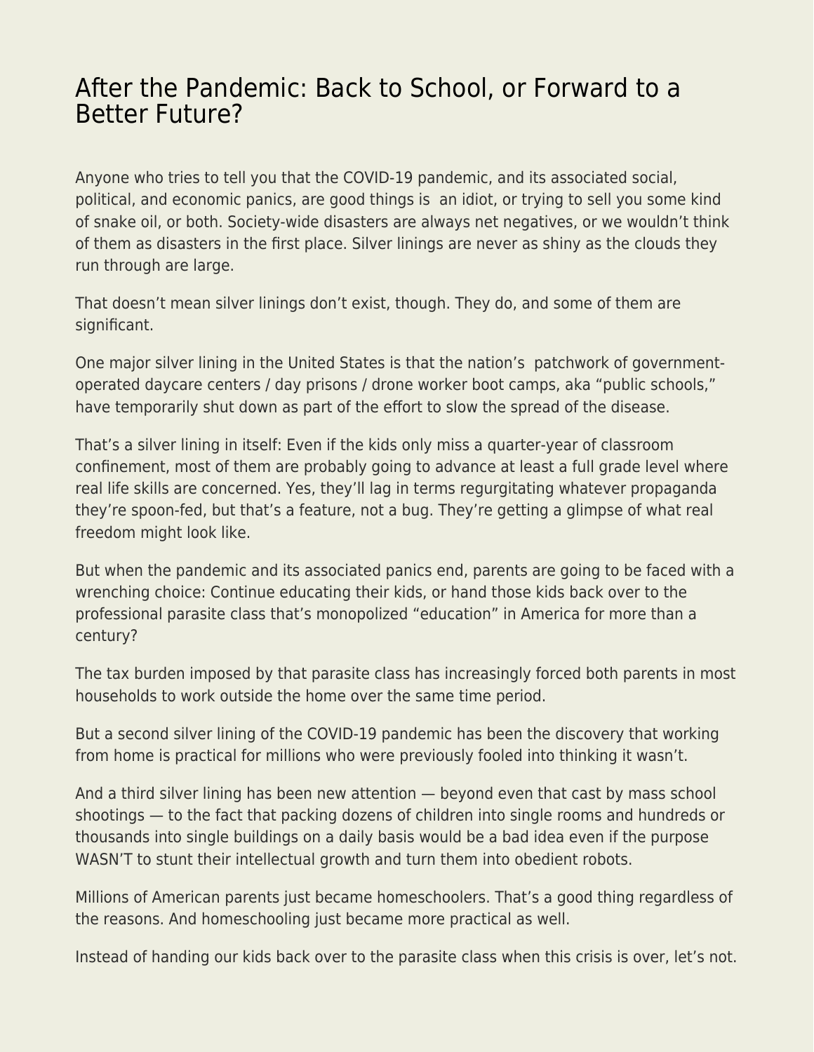# After the Pandemic: Back to School, or Forward to a Better Future?

Anyone who tries to tell you that the COVID-19 pandemic, and its associated social, political, and economic panics, are good things is an idiot, or trying to sell you some kind of snake oil, or both. Society-wide disasters are always net negatives, or we wouldn't think of them as disasters in the first place. Silver linings are never as shiny as the clouds they run through are large.

That doesn't mean silver linings don't exist, though. They do, and some of them are significant.

One major silver lining in the United States is that the nation's patchwork of government-operated daycare centers / day prisons / drone worker boot camps, aka "public schools," have temporarily shut down as part of the effort to slow the spread of the disease.

That's a silver lining in itself: Even if the kids only miss a quarter-year of classroom confinement, most of them are probably going to advance at least a full grade level where real life skills are concerned. Yes, they'll lag in terms regurgitating whatever propaganda they're spoon-fed, but that's a feature, not a bug. They're getting a glimpse of what real freedom might look like.

But when the pandemic and its associated panics end, parents are going to be faced with a wrenching choice: Continue educating their kids, or hand those kids back over to the professional parasite class that's monopolized "education" in America for more than a century?

The tax burden imposed by that parasite class has increasingly forced both parents in most households to work outside the home over the same time period.

But a second silver lining of the COVID-19 pandemic has been the discovery that working from home is practical for millions who were previously fooled into thinking it wasn't.

And a third silver lining has been new attention — beyond even that cast by mass school shootings — to the fact that packing dozens of children into single rooms and hundreds or thousands into single buildings on a daily basis would be a bad idea even if the purpose WASN'T to stunt their intellectual growth and turn them into obedient robots.

Millions of American parents just became homeschoolers. That's a good thing regardless of the reasons. And homeschooling just became more practical as well.

Instead of handing our kids back over to the parasite class when this crisis is over, let's not.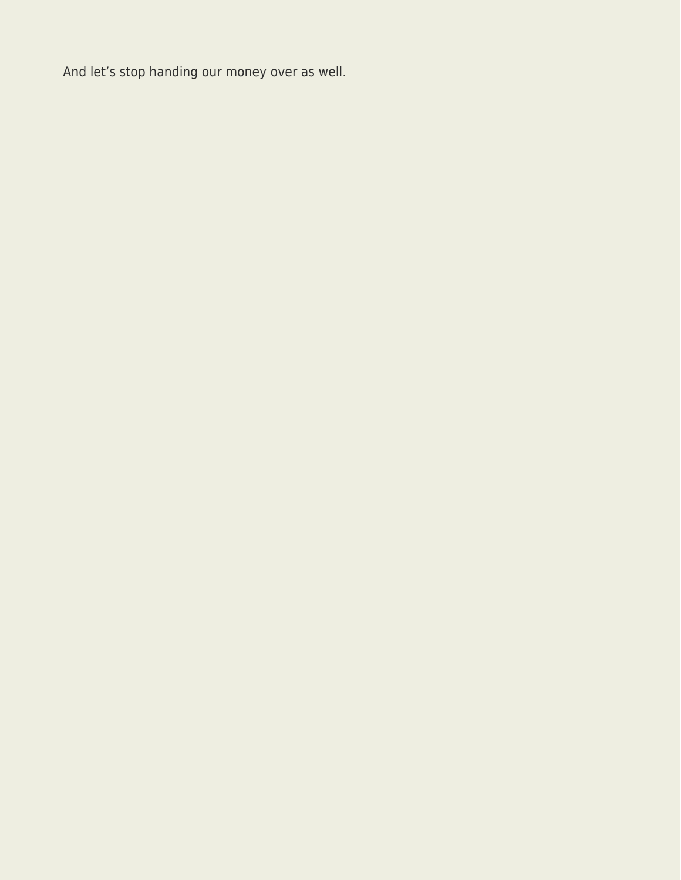And let’s stop handing our money over as well.